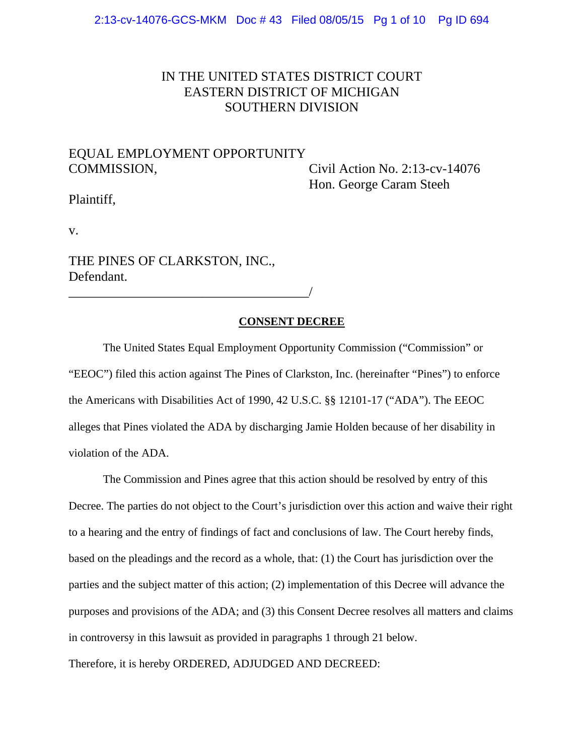IN THE UNITED STATES DISTRICT COURT
EASTERN DISTRICT OF MICHIGAN
SOUTHERN DIVISION

EQUAL EMPLOYMENT OPPORTUNITY COMMISSION,

Plaintiff,

v.

THE PINES OF CLARKSTON, INC.,
Defendant.

Civil Action No. 2:13-cv-14076
Hon. George Caram Steeh

______________________________________/

**CONSENT DECREE**

The United States Equal Employment Opportunity Commission ("Commission" or "EEOC") filed this action against The Pines of Clarkston, Inc. (hereinafter "Pines") to enforce the Americans with Disabilities Act of 1990, 42 U.S.C. §§ 12101-17 ("ADA"). The EEOC alleges that Pines violated the ADA by discharging Jamie Holden because of her disability in violation of the ADA.

The Commission and Pines agree that this action should be resolved by entry of this Decree. The parties do not object to the Court's jurisdiction over this action and waive their right to a hearing and the entry of findings of fact and conclusions of law. The Court hereby finds, based on the pleadings and the record as a whole, that: (1) the Court has jurisdiction over the parties and the subject matter of this action; (2) implementation of this Decree will advance the purposes and provisions of the ADA; and (3) this Consent Decree resolves all matters and claims in controversy in this lawsuit as provided in paragraphs 1 through 21 below.

Therefore, it is hereby ORDERED, ADJUDGED AND DECREED: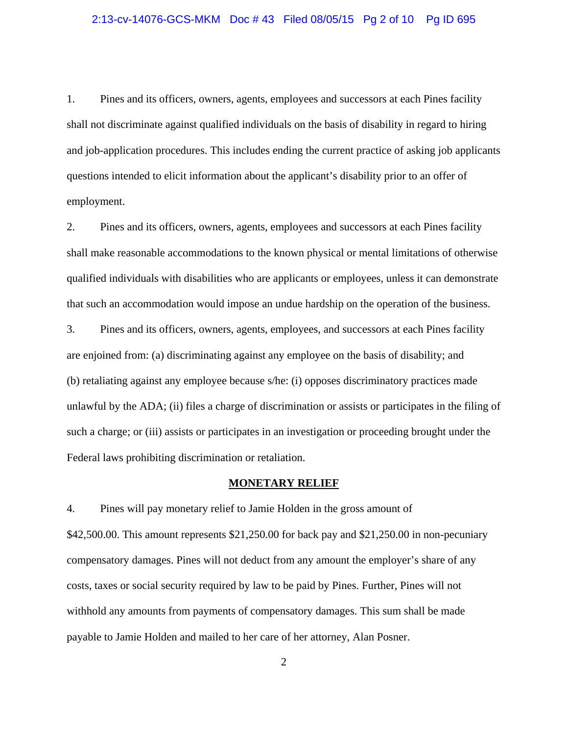1. Pines and its officers, owners, agents, employees and successors at each Pines facility shall not discriminate against qualified individuals on the basis of disability in regard to hiring and job-application procedures. This includes ending the current practice of asking job applicants questions intended to elicit information about the applicant's disability prior to an offer of employment.

2. Pines and its officers, owners, agents, employees and successors at each Pines facility shall make reasonable accommodations to the known physical or mental limitations of otherwise qualified individuals with disabilities who are applicants or employees, unless it can demonstrate that such an accommodation would impose an undue hardship on the operation of the business.

3. Pines and its officers, owners, agents, employees, and successors at each Pines facility are enjoined from: (a) discriminating against any employee on the basis of disability; and (b) retaliating against any employee because s/he: (i) opposes discriminatory practices made unlawful by the ADA; (ii) files a charge of discrimination or assists or participates in the filing of such a charge; or (iii) assists or participates in an investigation or proceeding brought under the Federal laws prohibiting discrimination or retaliation.

## MONETARY RELIEF

4. Pines will pay monetary relief to Jamie Holden in the gross amount of $42,500.00. This amount represents $21,250.00 for back pay and $21,250.00 in non-pecuniary compensatory damages. Pines will not deduct from any amount the employer's share of any costs, taxes or social security required by law to be paid by Pines. Further, Pines will not withhold any amounts from payments of compensatory damages. This sum shall be made payable to Jamie Holden and mailed to her care of her attorney, Alan Posner.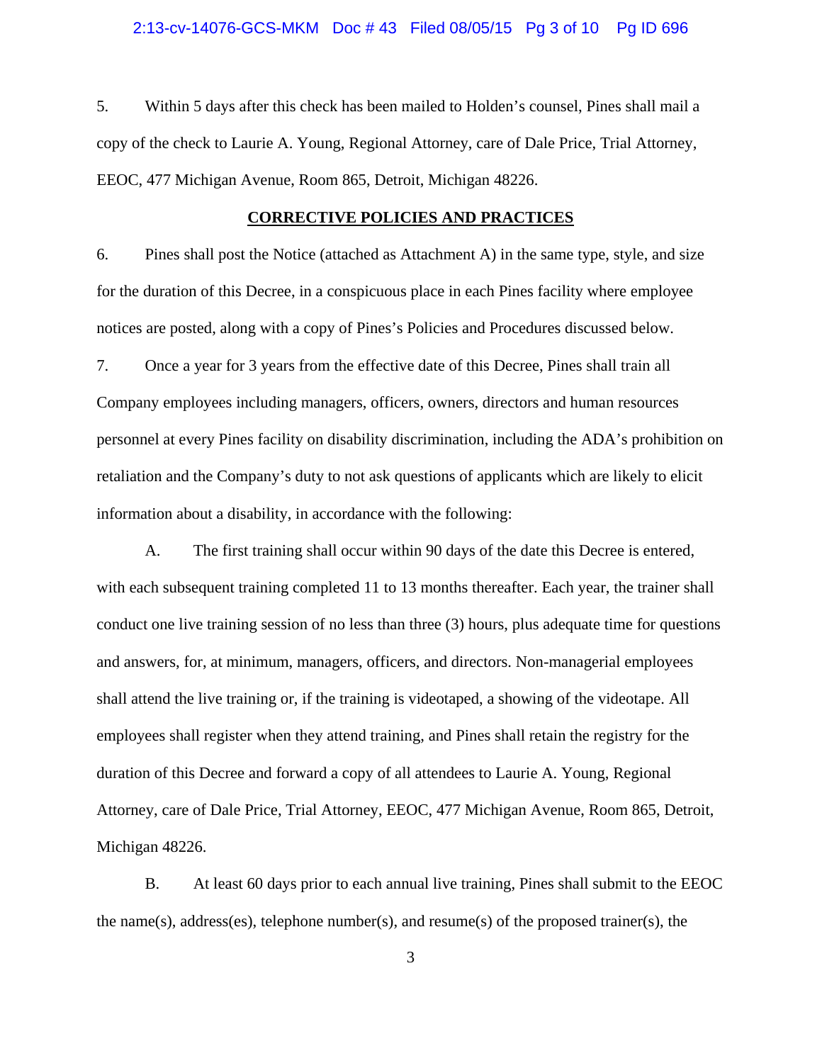5. Within 5 days after this check has been mailed to Holden's counsel, Pines shall mail a copy of the check to Laurie A. Young, Regional Attorney, care of Dale Price, Trial Attorney, EEOC, 477 Michigan Avenue, Room 865, Detroit, Michigan 48226.

## CORRECTIVE POLICIES AND PRACTICES

6. Pines shall post the Notice (attached as Attachment A) in the same type, style, and size for the duration of this Decree, in a conspicuous place in each Pines facility where employee notices are posted, along with a copy of Pines's Policies and Procedures discussed below.

7. Once a year for 3 years from the effective date of this Decree, Pines shall train all Company employees including managers, officers, owners, directors and human resources personnel at every Pines facility on disability discrimination, including the ADA's prohibition on retaliation and the Company's duty to not ask questions of applicants which are likely to elicit information about a disability, in accordance with the following:

A. The first training shall occur within 90 days of the date this Decree is entered, with each subsequent training completed 11 to 13 months thereafter. Each year, the trainer shall conduct one live training session of no less than three (3) hours, plus adequate time for questions and answers, for, at minimum, managers, officers, and directors. Non-managerial employees shall attend the live training or, if the training is videotaped, a showing of the videotape. All employees shall register when they attend training, and Pines shall retain the registry for the duration of this Decree and forward a copy of all attendees to Laurie A. Young, Regional Attorney, care of Dale Price, Trial Attorney, EEOC, 477 Michigan Avenue, Room 865, Detroit, Michigan 48226.

B. At least 60 days prior to each annual live training, Pines shall submit to the EEOC the name(s), address(es), telephone number(s), and resume(s) of the proposed trainer(s), the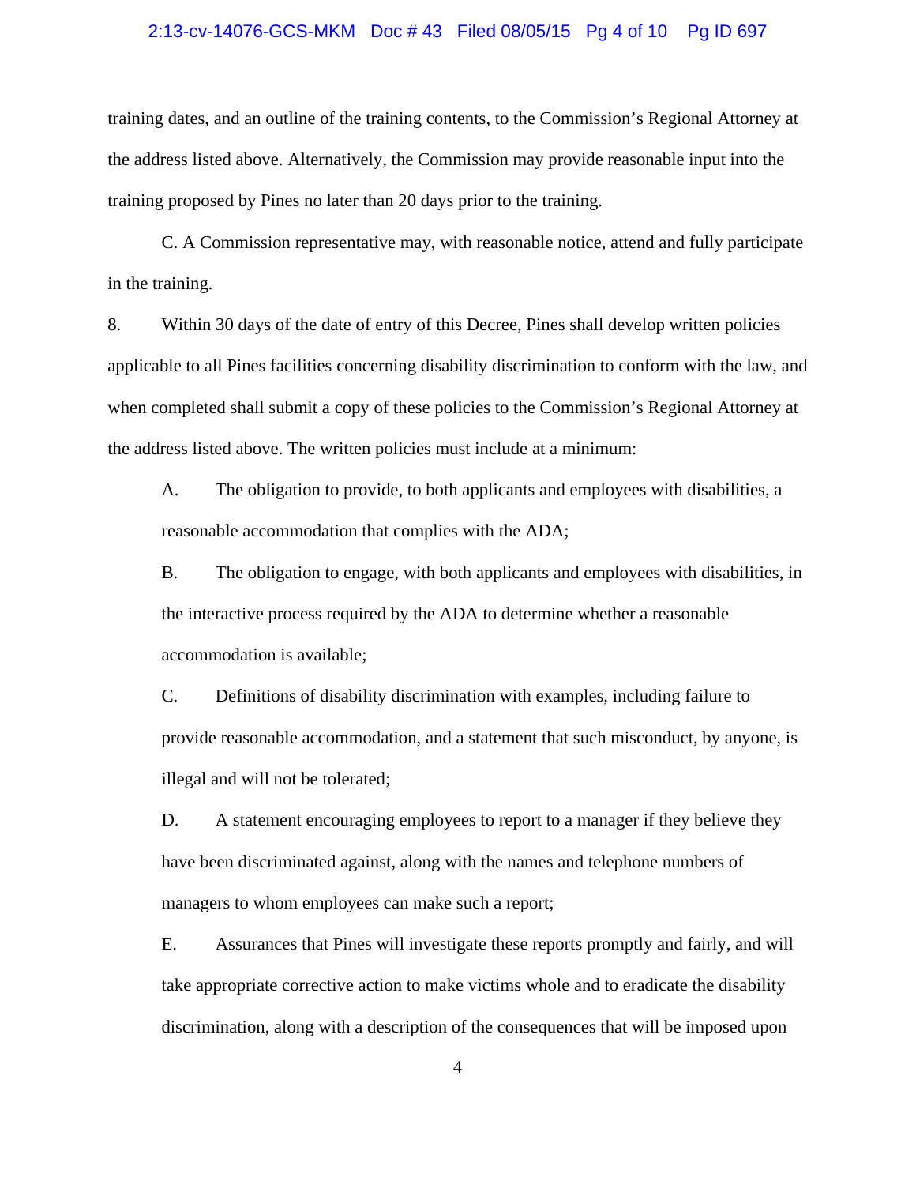training dates, and an outline of the training contents, to the Commission's Regional Attorney at the address listed above. Alternatively, the Commission may provide reasonable input into the training proposed by Pines no later than 20 days prior to the training.

C. A Commission representative may, with reasonable notice, attend and fully participate in the training.

8. Within 30 days of the date of entry of this Decree, Pines shall develop written policies applicable to all Pines facilities concerning disability discrimination to conform with the law, and when completed shall submit a copy of these policies to the Commission's Regional Attorney at the address listed above. The written policies must include at a minimum:

A. The obligation to provide, to both applicants and employees with disabilities, a reasonable accommodation that complies with the ADA;

B. The obligation to engage, with both applicants and employees with disabilities, in the interactive process required by the ADA to determine whether a reasonable accommodation is available;

C. Definitions of disability discrimination with examples, including failure to provide reasonable accommodation, and a statement that such misconduct, by anyone, is illegal and will not be tolerated;

D. A statement encouraging employees to report to a manager if they believe they have been discriminated against, along with the names and telephone numbers of managers to whom employees can make such a report;

E. Assurances that Pines will investigate these reports promptly and fairly, and will take appropriate corrective action to make victims whole and to eradicate the disability discrimination, along with a description of the consequences that will be imposed upon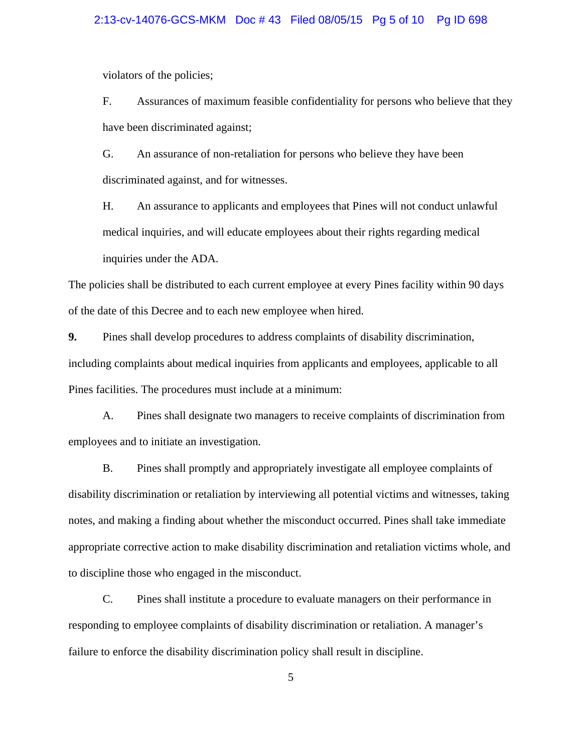violators of the policies;

F. Assurances of maximum feasible confidentiality for persons who believe that they have been discriminated against;

G. An assurance of non-retaliation for persons who believe they have been discriminated against, and for witnesses.

H. An assurance to applicants and employees that Pines will not conduct unlawful medical inquiries, and will educate employees about their rights regarding medical inquiries under the ADA.

The policies shall be distributed to each current employee at every Pines facility within 90 days of the date of this Decree and to each new employee when hired.

**9.** Pines shall develop procedures to address complaints of disability discrimination, including complaints about medical inquiries from applicants and employees, applicable to all Pines facilities. The procedures must include at a minimum:

A. Pines shall designate two managers to receive complaints of discrimination from employees and to initiate an investigation.

B. Pines shall promptly and appropriately investigate all employee complaints of disability discrimination or retaliation by interviewing all potential victims and witnesses, taking notes, and making a finding about whether the misconduct occurred. Pines shall take immediate appropriate corrective action to make disability discrimination and retaliation victims whole, and to discipline those who engaged in the misconduct.

C. Pines shall institute a procedure to evaluate managers on their performance in responding to employee complaints of disability discrimination or retaliation. A manager's failure to enforce the disability discrimination policy shall result in discipline.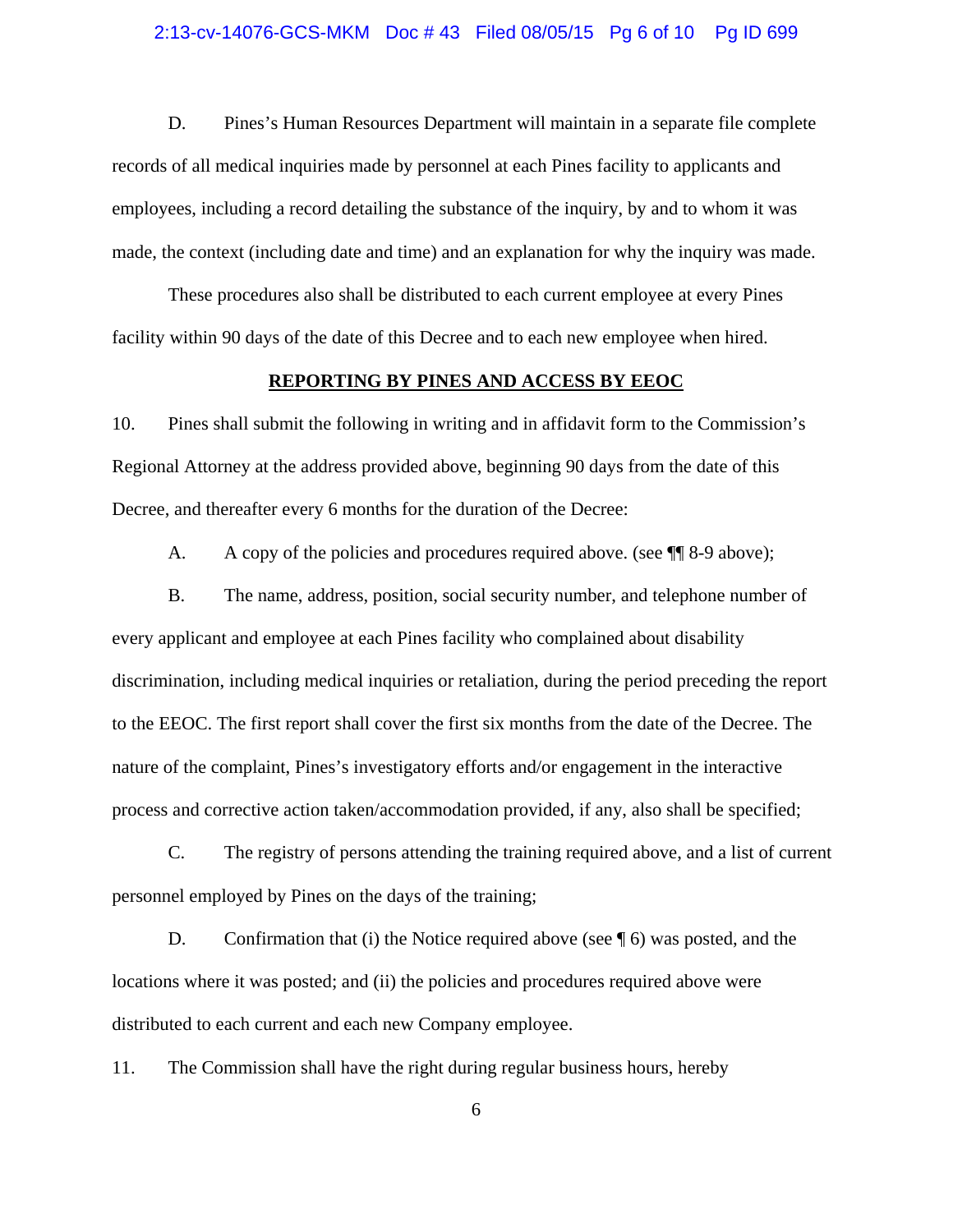D. Pines's Human Resources Department will maintain in a separate file complete records of all medical inquiries made by personnel at each Pines facility to applicants and employees, including a record detailing the substance of the inquiry, by and to whom it was made, the context (including date and time) and an explanation for why the inquiry was made.

These procedures also shall be distributed to each current employee at every Pines facility within 90 days of the date of this Decree and to each new employee when hired.

**REPORTING BY PINES AND ACCESS BY EEOC**

10. Pines shall submit the following in writing and in affidavit form to the Commission's Regional Attorney at the address provided above, beginning 90 days from the date of this Decree, and thereafter every 6 months for the duration of the Decree:

A. A copy of the policies and procedures required above. (see ¶¶ 8-9 above);

B. The name, address, position, social security number, and telephone number of every applicant and employee at each Pines facility who complained about disability discrimination, including medical inquiries or retaliation, during the period preceding the report to the EEOC. The first report shall cover the first six months from the date of the Decree. The nature of the complaint, Pines's investigatory efforts and/or engagement in the interactive process and corrective action taken/accommodation provided, if any, also shall be specified;

C. The registry of persons attending the training required above, and a list of current personnel employed by Pines on the days of the training;

D. Confirmation that (i) the Notice required above (see ¶ 6) was posted, and the locations where it was posted; and (ii) the policies and procedures required above were distributed to each current and each new Company employee.

11. The Commission shall have the right during regular business hours, hereby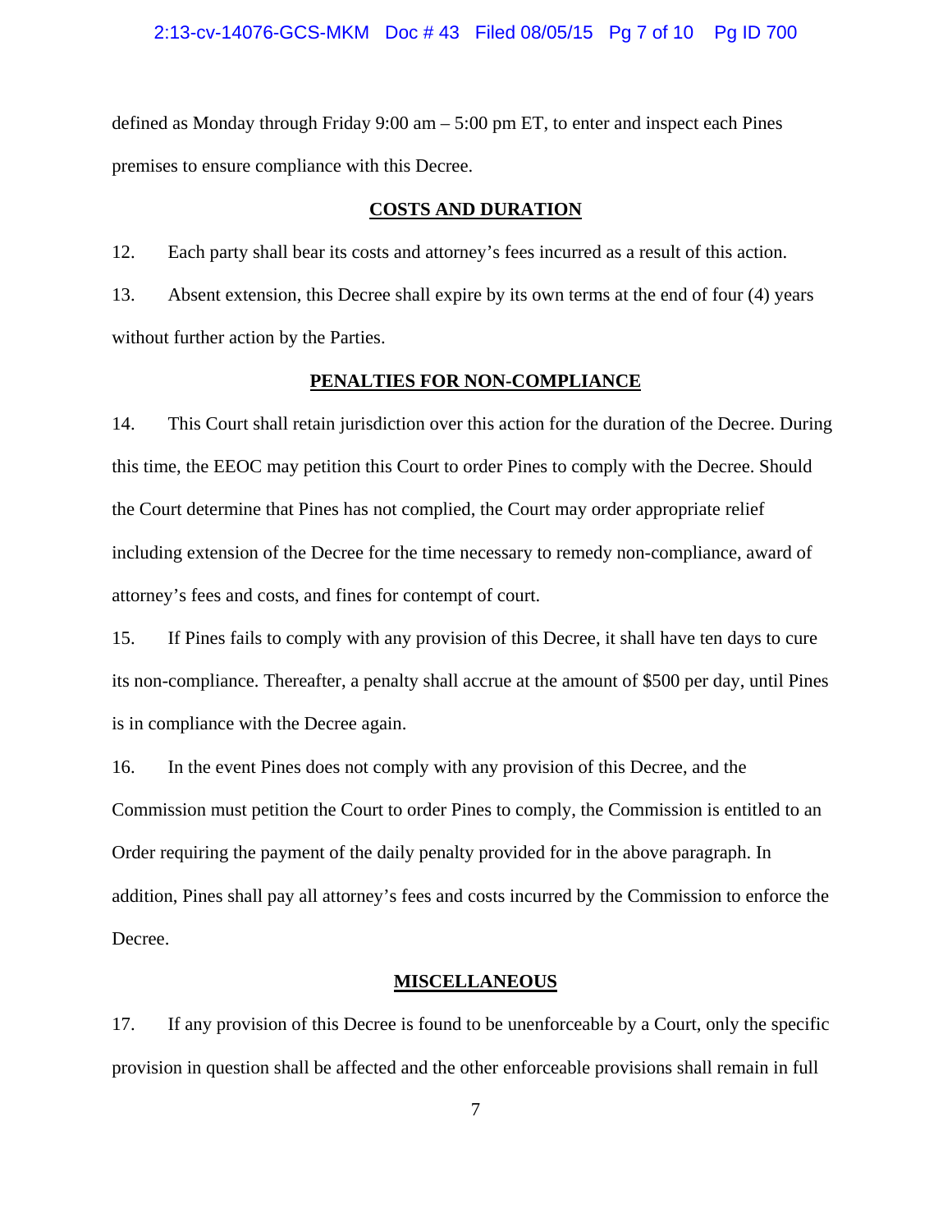defined as Monday through Friday 9:00 am – 5:00 pm ET, to enter and inspect each Pines premises to ensure compliance with this Decree.

## COSTS AND DURATION

12. Each party shall bear its costs and attorney's fees incurred as a result of this action.

13. Absent extension, this Decree shall expire by its own terms at the end of four (4) years without further action by the Parties.

## PENALTIES FOR NON-COMPLIANCE

14. This Court shall retain jurisdiction over this action for the duration of the Decree. During this time, the EEOC may petition this Court to order Pines to comply with the Decree. Should the Court determine that Pines has not complied, the Court may order appropriate relief including extension of the Decree for the time necessary to remedy non-compliance, award of attorney's fees and costs, and fines for contempt of court.

15. If Pines fails to comply with any provision of this Decree, it shall have ten days to cure its non-compliance. Thereafter, a penalty shall accrue at the amount of $500 per day, until Pines is in compliance with the Decree again.

16. In the event Pines does not comply with any provision of this Decree, and the Commission must petition the Court to order Pines to comply, the Commission is entitled to an Order requiring the payment of the daily penalty provided for in the above paragraph. In addition, Pines shall pay all attorney's fees and costs incurred by the Commission to enforce the Decree.

## MISCELLANEOUS

17. If any provision of this Decree is found to be unenforceable by a Court, only the specific provision in question shall be affected and the other enforceable provisions shall remain in full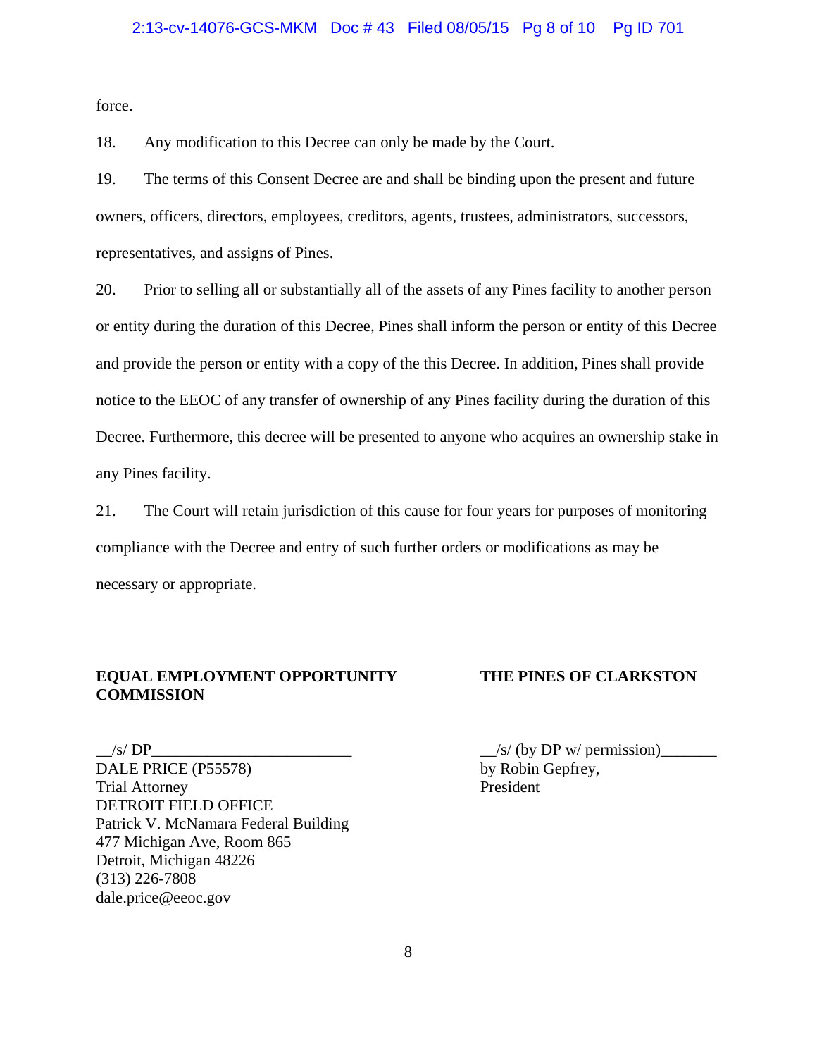force.

18. Any modification to this Decree can only be made by the Court.

19. The terms of this Consent Decree are and shall be binding upon the present and future owners, officers, directors, employees, creditors, agents, trustees, administrators, successors, representatives, and assigns of Pines.

20. Prior to selling all or substantially all of the assets of any Pines facility to another person or entity during the duration of this Decree, Pines shall inform the person or entity of this Decree and provide the person or entity with a copy of the this Decree. In addition, Pines shall provide notice to the EEOC of any transfer of ownership of any Pines facility during the duration of this Decree. Furthermore, this decree will be presented to anyone who acquires an ownership stake in any Pines facility.

21. The Court will retain jurisdiction of this cause for four years for purposes of monitoring compliance with the Decree and entry of such further orders or modifications as may be necessary or appropriate.

**EQUAL EMPLOYMENT OPPORTUNITY COMMISSION**

__/s/ DP__________________________
DALE PRICE (P55578)
Trial Attorney
DETROIT FIELD OFFICE
Patrick V. McNamara Federal Building
477 Michigan Ave, Room 865
Detroit, Michigan 48226
(313) 226-7808
dale.price@eeoc.gov

**THE PINES OF CLARKSTON**

__/s/ (by DP w/ permission)_______
by Robin Gepfrey,
President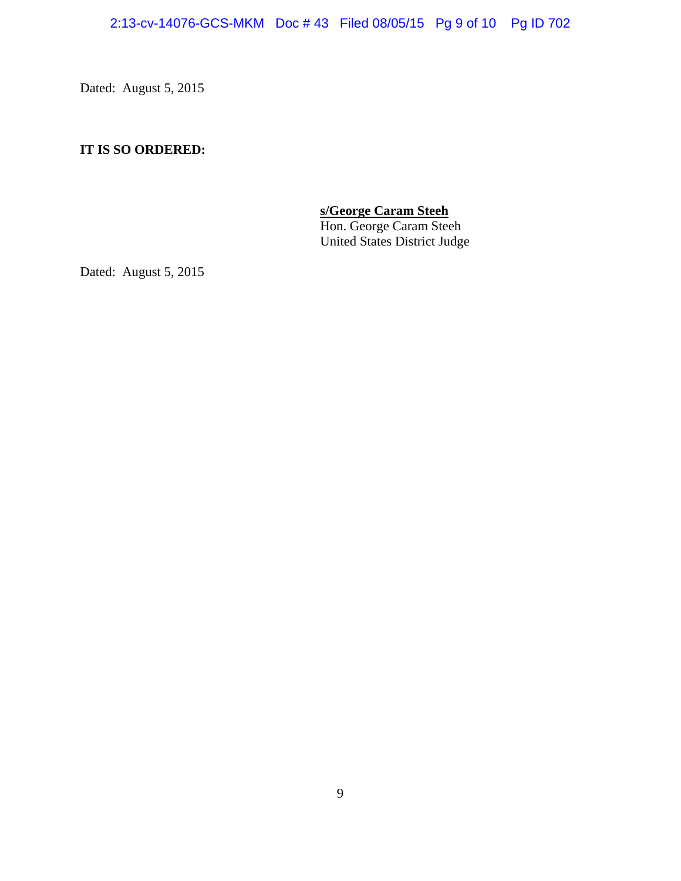Dated: August 5, 2015

**IT IS SO ORDERED:**

**s/George Caram Steeh**
Hon. George Caram Steeh
United States District Judge

Dated: August 5, 2015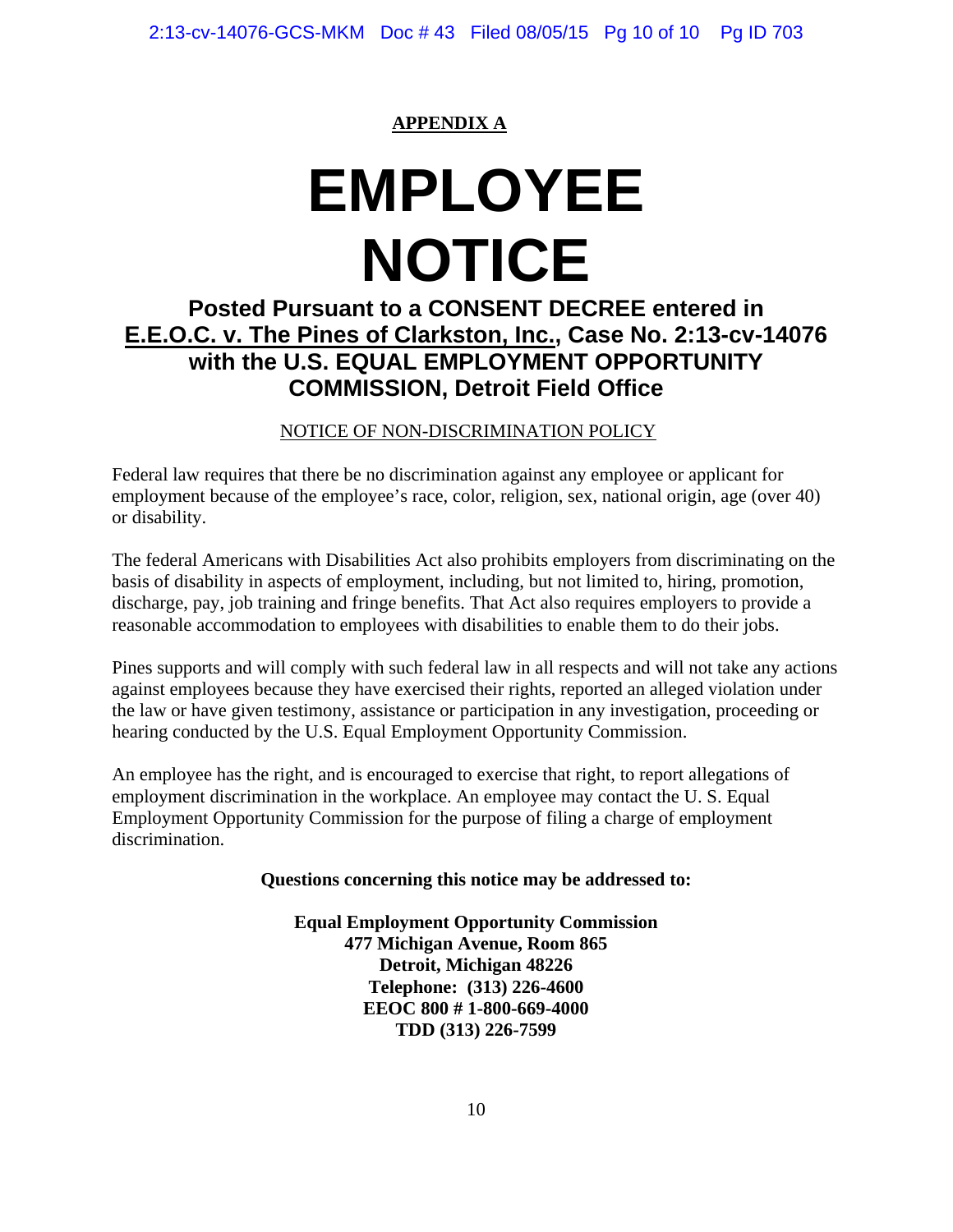**APPENDIX A**

# EMPLOYEE NOTICE

## Posted Pursuant to a CONSENT DECREE entered in E.E.O.C. v. The Pines of Clarkston, Inc., Case No. 2:13-cv-14076 with the U.S. EQUAL EMPLOYMENT OPPORTUNITY COMMISSION, Detroit Field Office

NOTICE OF NON-DISCRIMINATION POLICY

Federal law requires that there be no discrimination against any employee or applicant for employment because of the employee's race, color, religion, sex, national origin, age (over 40) or disability.

The federal Americans with Disabilities Act also prohibits employers from discriminating on the basis of disability in aspects of employment, including, but not limited to, hiring, promotion, discharge, pay, job training and fringe benefits. That Act also requires employers to provide a reasonable accommodation to employees with disabilities to enable them to do their jobs.

Pines supports and will comply with such federal law in all respects and will not take any actions against employees because they have exercised their rights, reported an alleged violation under the law or have given testimony, assistance or participation in any investigation, proceeding or hearing conducted by the U.S. Equal Employment Opportunity Commission.

An employee has the right, and is encouraged to exercise that right, to report allegations of employment discrimination in the workplace. An employee may contact the U. S. Equal Employment Opportunity Commission for the purpose of filing a charge of employment discrimination.

**Questions concerning this notice may be addressed to:**

**Equal Employment Opportunity Commission**
**477 Michigan Avenue, Room 865**
**Detroit, Michigan 48226**
**Telephone: (313) 226-4600**
**EEOC 800 # 1-800-669-4000**
**TDD (313) 226-7599**